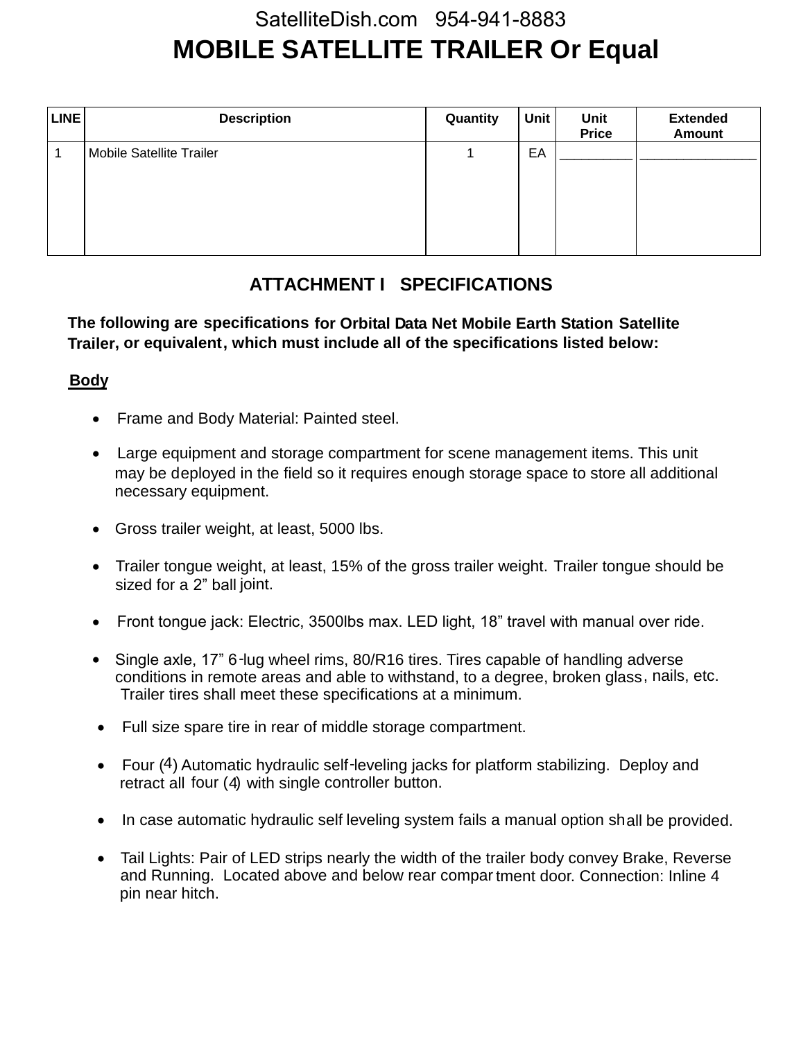SatelliteDish.com 954-941-8883

# MOBILE SATELLITE TRAILER Or Equal

| LINE | Description | Quantity | Unit | Unit Price | Extended Amount |
|---|---|---|---|---|---|
| 1 | Mobile Satellite Trailer | 1 | EA | __________ | ________________ |

## ATTACHMENT I SPECIFICATIONS

**The following are specifications for Orbital Data Net Mobile Earth Station Satellite Trailer, or equivalent, which must include all of the specifications listed below:**

### Body

- Frame and Body Material: Painted steel.
- Large equipment and storage compartment for scene management items. This unit may be deployed in the field so it requires enough storage space to store all additional necessary equipment.
- Gross trailer weight, at least, 5000 lbs.
- Trailer tongue weight, at least, 15% of the gross trailer weight. Trailer tongue should be sized for a 2" ball joint.
- Front tongue jack: Electric, 3500lbs max. LED light, 18" travel with manual over ride.
- Single axle, 17" 6-lug wheel rims, 80/R16 tires. Tires capable of handling adverse conditions in remote areas and able to withstand, to a degree, broken glass, nails, etc. Trailer tires shall meet these specifications at a minimum.
- Full size spare tire in rear of middle storage compartment.
- Four (4) Automatic hydraulic self-leveling jacks for platform stabilizing. Deploy and retract all four (4) with single controller button.
- In case automatic hydraulic self leveling system fails a manual option shall be provided.
- Tail Lights: Pair of LED strips nearly the width of the trailer body convey Brake, Reverse and Running. Located above and below rear compartment door. Connection: Inline 4 pin near hitch.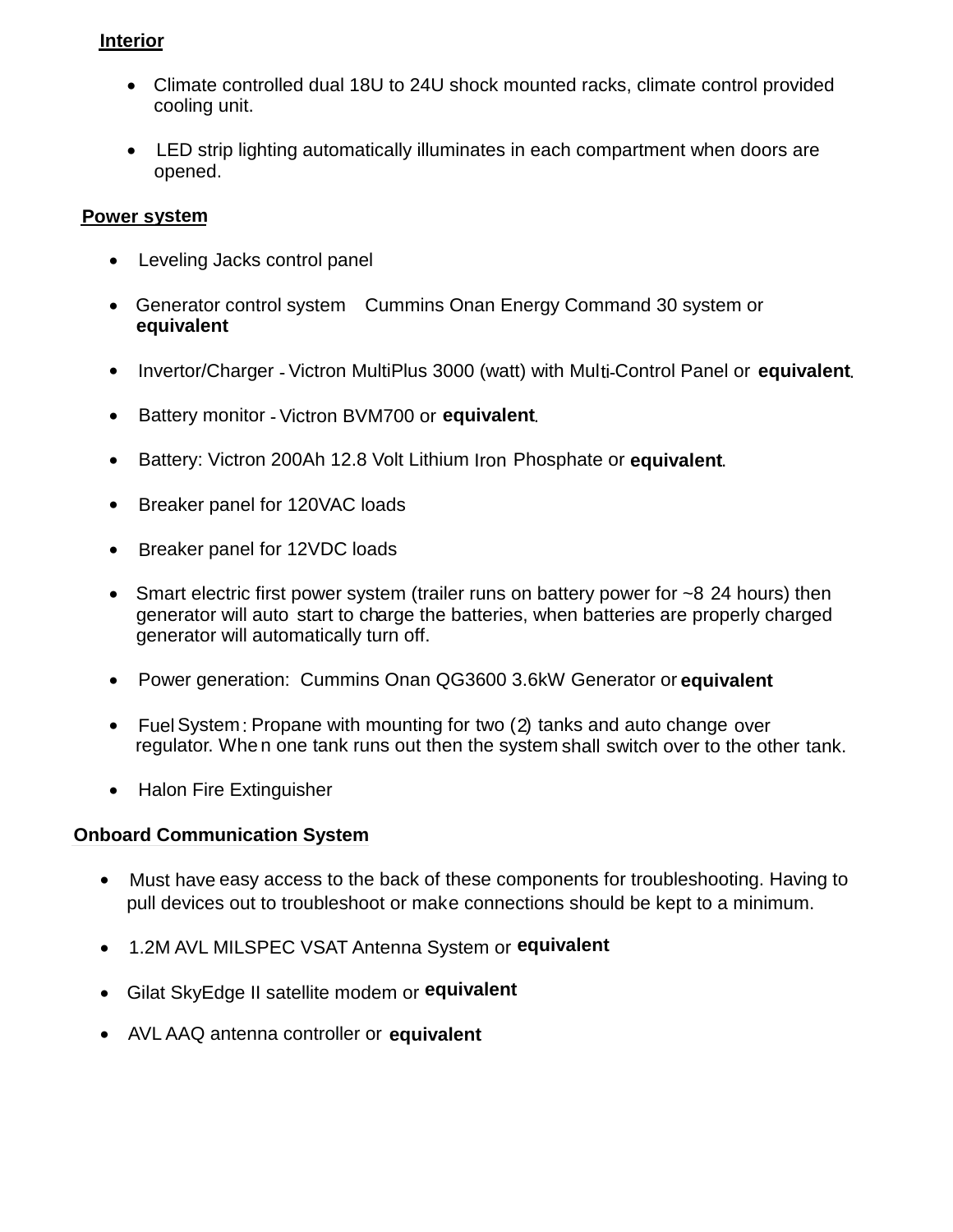**Interior**

- Climate controlled dual 18U to 24U shock mounted racks, climate control provided cooling unit.
- LED strip lighting automatically illuminates in each compartment when doors are opened.

**Power system**

- Leveling Jacks control panel
- Generator control system Cummins Onan Energy Command 30 system or **equivalent**
- Invertor/Charger - Victron MultiPlus 3000 (watt) with Multi-Control Panel or **equivalent**.
- Battery monitor - Victron BVM700 or **equivalent**.
- Battery: Victron 200Ah 12.8 Volt Lithium Iron Phosphate or **equivalent**.
- Breaker panel for 120VAC loads
- Breaker panel for 12VDC loads
- Smart electric first power system (trailer runs on battery power for ~8 24 hours) then generator will auto start to charge the batteries, when batteries are properly charged generator will automatically turn off.
- Power generation: Cummins Onan QG3600 3.6kW Generator or **equivalent**
- Fuel System: Propane with mounting for two (2) tanks and auto change over regulator. When one tank runs out then the system shall switch over to the other tank.
- Halon Fire Extinguisher

**Onboard Communication System**

- Must have easy access to the back of these components for troubleshooting. Having to pull devices out to troubleshoot or make connections should be kept to a minimum.
- 1.2M AVL MILSPEC VSAT Antenna System or **equivalent**
- Gilat SkyEdge II satellite modem or **equivalent**
- AVL AAQ antenna controller or **equivalent**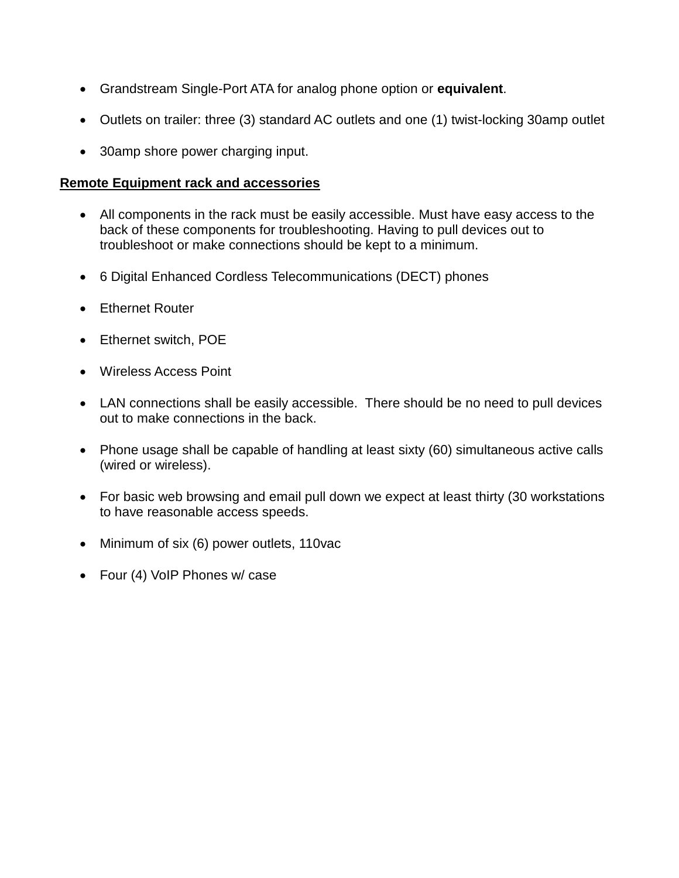- Grandstream Single-Port ATA for analog phone option or **equivalent**.
- Outlets on trailer: three (3) standard AC outlets and one (1) twist-locking 30amp outlet
- 30amp shore power charging input.

**Remote Equipment rack and accessories**

- All components in the rack must be easily accessible. Must have easy access to the back of these components for troubleshooting. Having to pull devices out to troubleshoot or make connections should be kept to a minimum.
- 6 Digital Enhanced Cordless Telecommunications (DECT) phones
- Ethernet Router
- Ethernet switch, POE
- Wireless Access Point
- LAN connections shall be easily accessible. There should be no need to pull devices out to make connections in the back.
- Phone usage shall be capable of handling at least sixty (60) simultaneous active calls (wired or wireless).
- For basic web browsing and email pull down we expect at least thirty (30 workstations to have reasonable access speeds.
- Minimum of six (6) power outlets, 110vac
- Four (4) VoIP Phones w/ case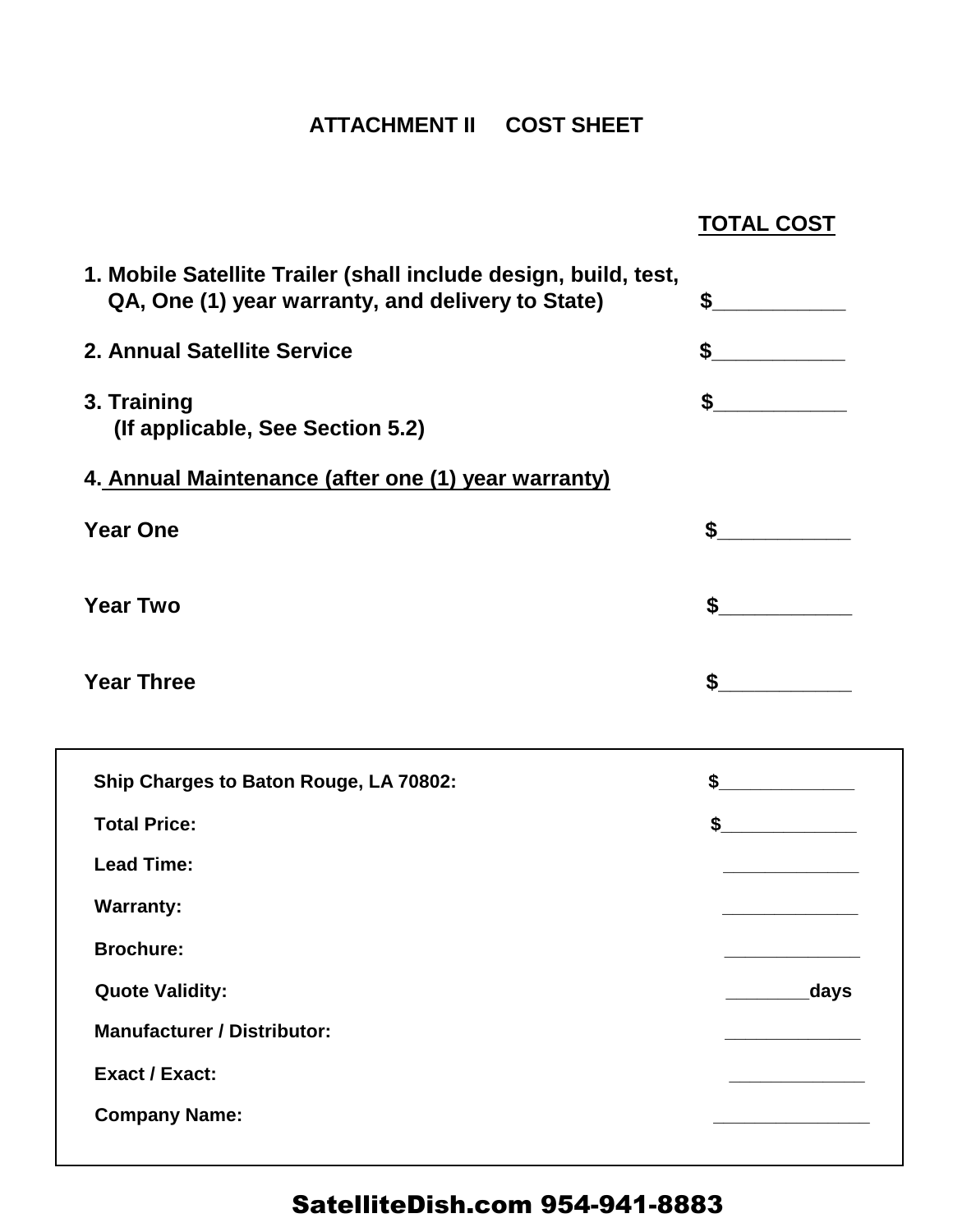# ATTACHMENT II COST SHEET

| | TOTAL COST |
|---|---|
| 1. Mobile Satellite Trailer (shall include design, build, test, QA, One (1) year warranty, and delivery to State) | $___________ |
| 2. Annual Satellite Service | $___________ |
| 3. Training (If applicable, See Section 5.2) | $___________ |
| 4. Annual Maintenance (after one (1) year warranty) | |
| Year One | $___________ |
| Year Two | $___________ |
| Year Three | $___________ |

| | |
|---|---|
| Ship Charges to Baton Rouge, LA 70802: | $_____________ |
| Total Price: | $_____________ |
| Lead Time: | _____________ |
| Warranty: | _____________ |
| Brochure: | _____________ |
| Quote Validity: | ________days |
| Manufacturer / Distributor: | _____________ |
| Exact / Exact: | _____________ |
| Company Name: | _______________ |

**SatelliteDish.com 954-941-8883**